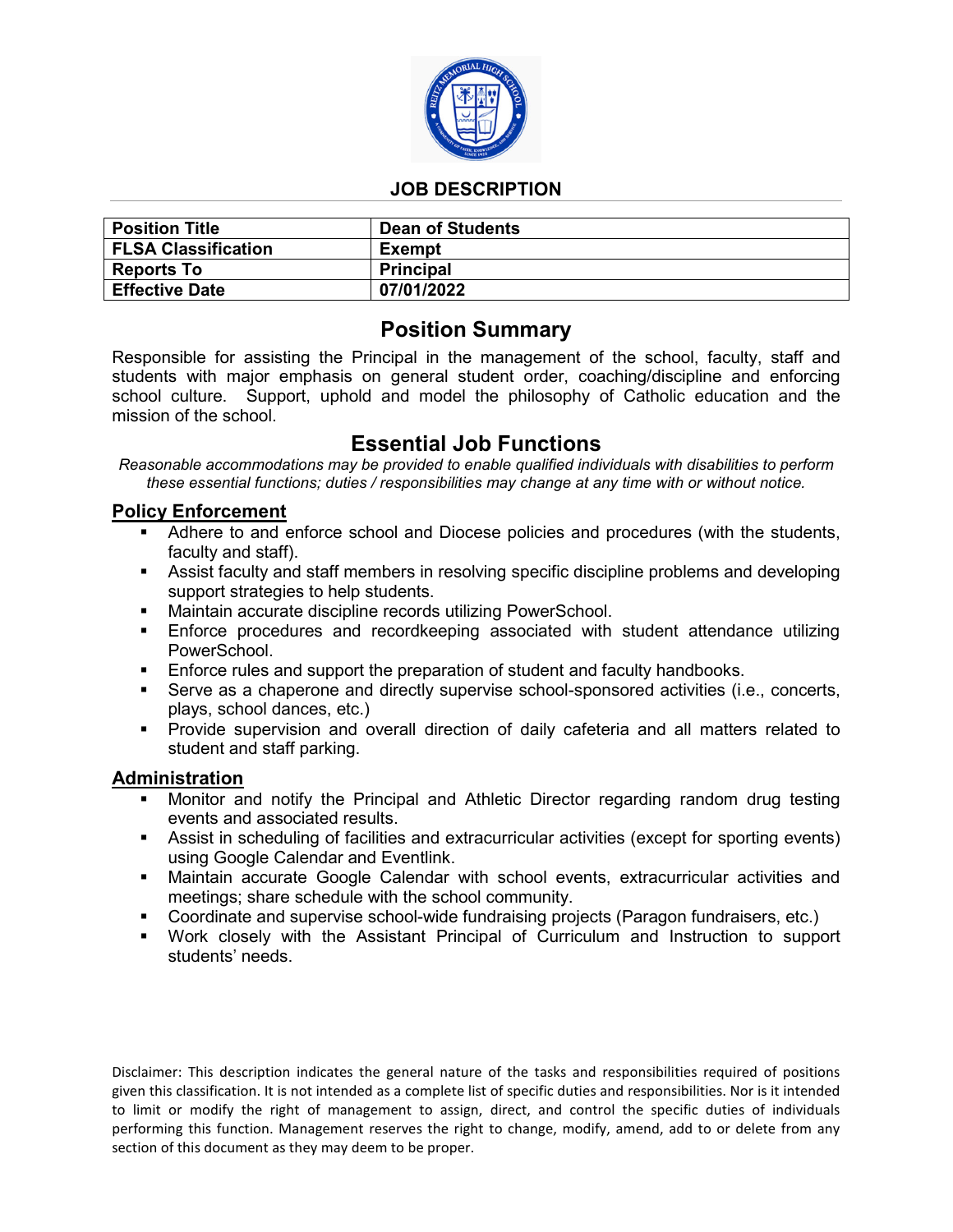# JOB DESCRIPTION

| **Position Title** | **Dean of Students** |
|---|---|
| **FLSA Classification** | **Exempt** |
| **Reports To** | **Principal** |
| **Effective Date** | **07/01/2022** |

## Position Summary

Responsible for assisting the Principal in the management of the school, faculty, staff and students with major emphasis on general student order, coaching/discipline and enforcing school culture. Support, uphold and model the philosophy of Catholic education and the mission of the school.

## Essential Job Functions

*Reasonable accommodations may be provided to enable qualified individuals with disabilities to perform these essential functions; duties / responsibilities may change at any time with or without notice.*

### Policy Enforcement

- Adhere to and enforce school and Diocese policies and procedures (with the students, faculty and staff).
- Assist faculty and staff members in resolving specific discipline problems and developing support strategies to help students.
- Maintain accurate discipline records utilizing PowerSchool.
- Enforce procedures and recordkeeping associated with student attendance utilizing PowerSchool.
- Enforce rules and support the preparation of student and faculty handbooks.
- Serve as a chaperone and directly supervise school-sponsored activities (i.e., concerts, plays, school dances, etc.)
- Provide supervision and overall direction of daily cafeteria and all matters related to student and staff parking.

### Administration

- Monitor and notify the Principal and Athletic Director regarding random drug testing events and associated results.
- Assist in scheduling of facilities and extracurricular activities (except for sporting events) using Google Calendar and Eventlink.
- Maintain accurate Google Calendar with school events, extracurricular activities and meetings; share schedule with the school community.
- Coordinate and supervise school-wide fundraising projects (Paragon fundraisers, etc.)
- Work closely with the Assistant Principal of Curriculum and Instruction to support students' needs.

Disclaimer: This description indicates the general nature of the tasks and responsibilities required of positions given this classification. It is not intended as a complete list of specific duties and responsibilities. Nor is it intended to limit or modify the right of management to assign, direct, and control the specific duties of individuals performing this function. Management reserves the right to change, modify, amend, add to or delete from any section of this document as they may deem to be proper.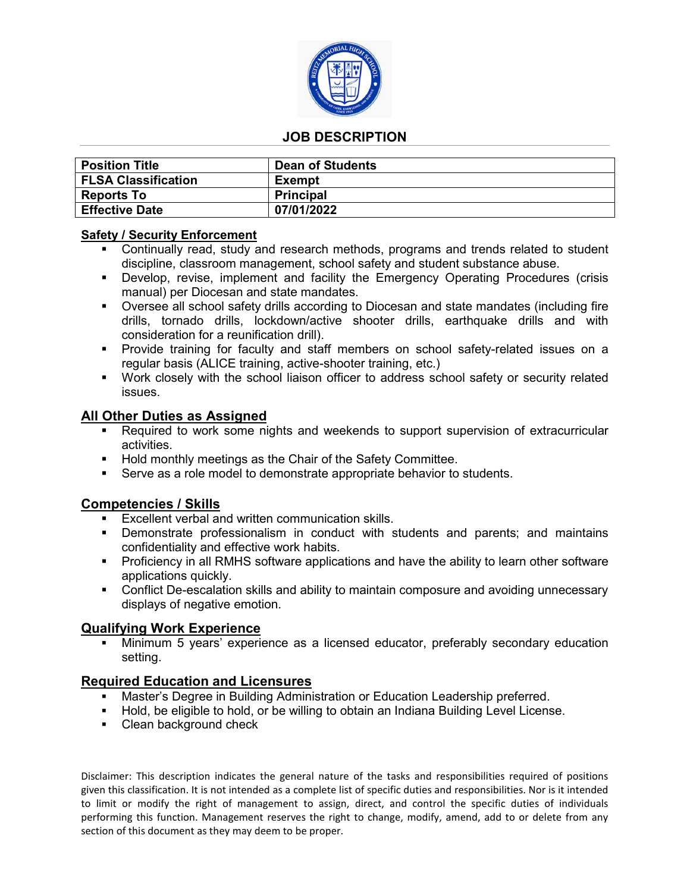## JOB DESCRIPTION

| Position Title | Dean of Students |
|---|---|
| FLSA Classification | Exempt |
| Reports To | Principal |
| Effective Date | 07/01/2022 |

### Safety / Security Enforcement

- Continually read, study and research methods, programs and trends related to student discipline, classroom management, school safety and student substance abuse.
- Develop, revise, implement and facility the Emergency Operating Procedures (crisis manual) per Diocesan and state mandates.
- Oversee all school safety drills according to Diocesan and state mandates (including fire drills, tornado drills, lockdown/active shooter drills, earthquake drills and with consideration for a reunification drill).
- Provide training for faculty and staff members on school safety-related issues on a regular basis (ALICE training, active-shooter training, etc.)
- Work closely with the school liaison officer to address school safety or security related issues.

### All Other Duties as Assigned

- Required to work some nights and weekends to support supervision of extracurricular activities.
- Hold monthly meetings as the Chair of the Safety Committee.
- Serve as a role model to demonstrate appropriate behavior to students.

### Competencies / Skills

- Excellent verbal and written communication skills.
- Demonstrate professionalism in conduct with students and parents; and maintains confidentiality and effective work habits.
- Proficiency in all RMHS software applications and have the ability to learn other software applications quickly.
- Conflict De-escalation skills and ability to maintain composure and avoiding unnecessary displays of negative emotion.

### Qualifying Work Experience

- Minimum 5 years' experience as a licensed educator, preferably secondary education setting.

### Required Education and Licensures

- Master's Degree in Building Administration or Education Leadership preferred.
- Hold, be eligible to hold, or be willing to obtain an Indiana Building Level License.
- Clean background check

Disclaimer: This description indicates the general nature of the tasks and responsibilities required of positions given this classification. It is not intended as a complete list of specific duties and responsibilities. Nor is it intended to limit or modify the right of management to assign, direct, and control the specific duties of individuals performing this function. Management reserves the right to change, modify, amend, add to or delete from any section of this document as they may deem to be proper.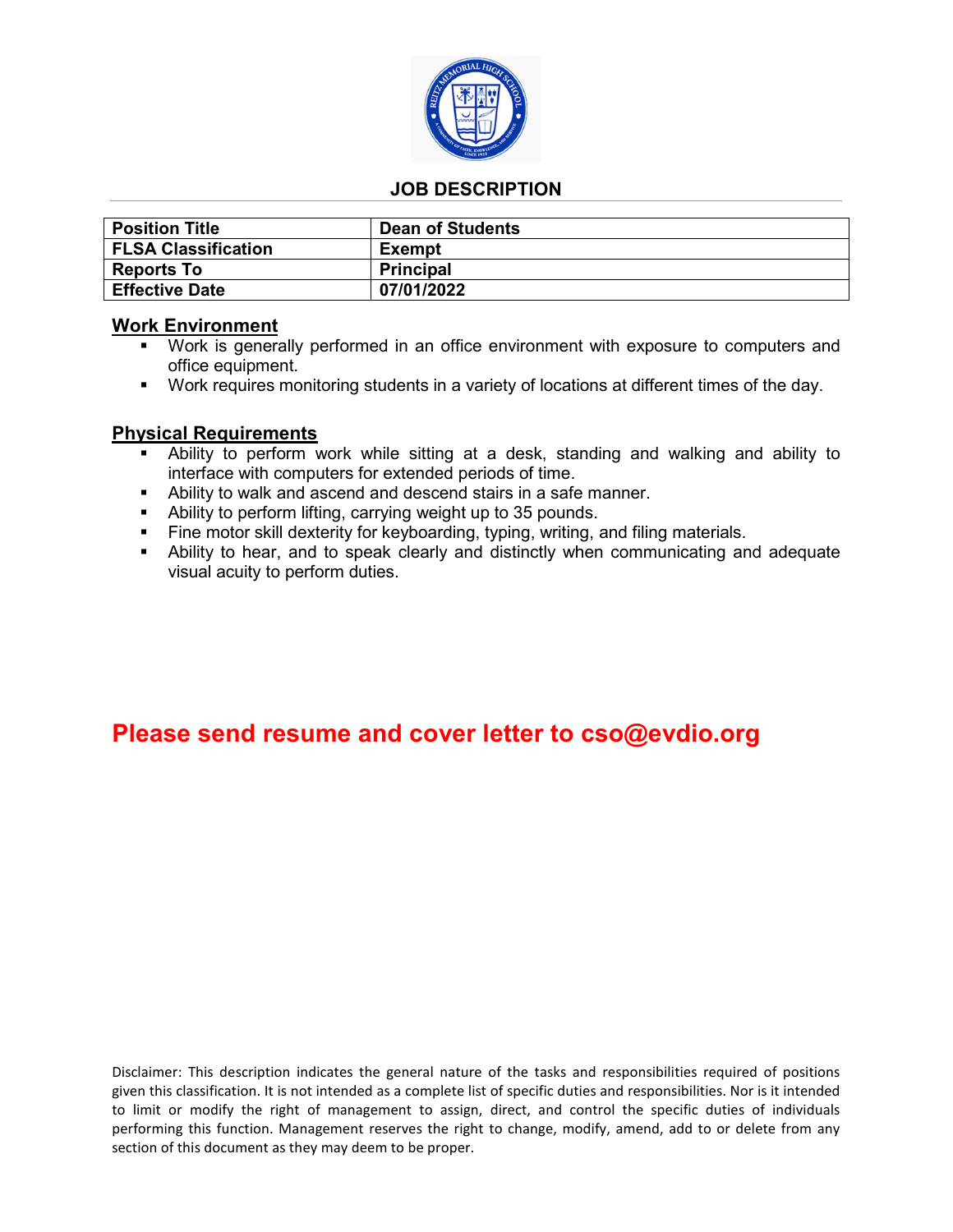## JOB DESCRIPTION

| | |
|---|---|
| **Position Title** | **Dean of Students** |
| **FLSA Classification** | **Exempt** |
| **Reports To** | **Principal** |
| **Effective Date** | **07/01/2022** |

### Work Environment

- Work is generally performed in an office environment with exposure to computers and office equipment.
- Work requires monitoring students in a variety of locations at different times of the day.

### Physical Requirements

- Ability to perform work while sitting at a desk, standing and walking and ability to interface with computers for extended periods of time.
- Ability to walk and ascend and descend stairs in a safe manner.
- Ability to perform lifting, carrying weight up to 35 pounds.
- Fine motor skill dexterity for keyboarding, typing, writing, and filing materials.
- Ability to hear, and to speak clearly and distinctly when communicating and adequate visual acuity to perform duties.

**Please send resume and cover letter to cso@evdio.org**

Disclaimer: This description indicates the general nature of the tasks and responsibilities required of positions given this classification. It is not intended as a complete list of specific duties and responsibilities. Nor is it intended to limit or modify the right of management to assign, direct, and control the specific duties of individuals performing this function. Management reserves the right to change, modify, amend, add to or delete from any section of this document as they may deem to be proper.